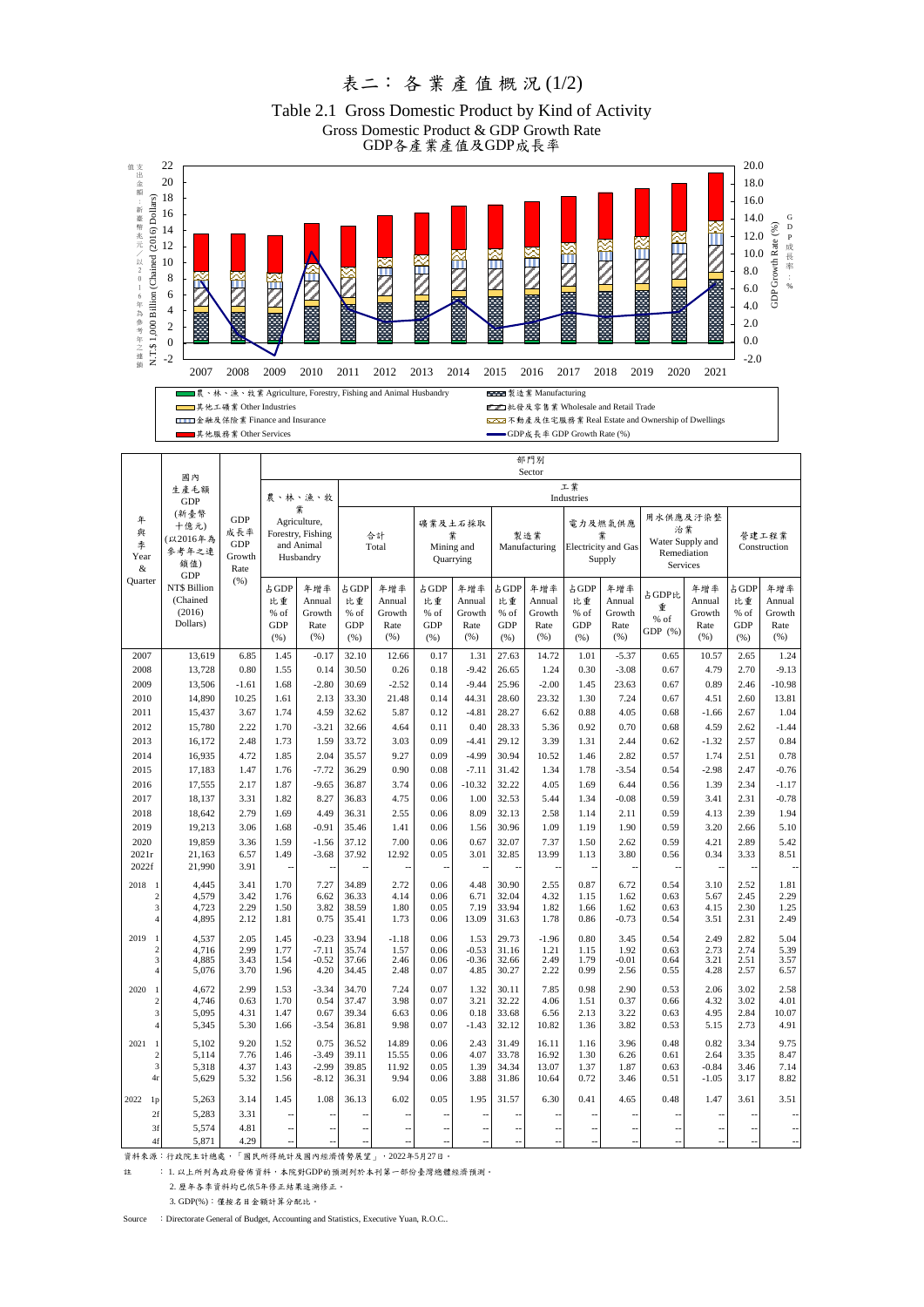# 表二：各業產值概況 (1/2)

## Table 2.1 Gross Domestic Product by Kind of Activity

### Gross Domestic Product & GDP Growth Rate
### GDP各產業產值及GDP成長率

- 農、林、漁、牧業 Agriculture, Forestry, Fishing and Animal Husbandry
- 其他工礦業 Other Industries
- 金融及保險業 Finance and Insurance
- 其他服務業 Other Services
- 製造業 Manufacturing
- 批發及零售業 Wholesale and Retail Trade
- 不動產及住宅服務業 Real Estate and Ownership of Dwellings
- GDP成長率 GDP Growth Rate (%)

| 年與季 Year & Quarter | 國內生產毛額 GDP (新臺幣十億元)(以2016年為參考年之連鎖值) GDP NT$ Billion (Chained (2016) Dollars) | GDP成長率 GDP Growth Rate (%) | 農、林、漁、牧業 Agriculture, Forestry, Fishing and Animal Husbandry 占GDP比重 % of GDP (%) | 年增率 Annual Growth Rate (%) | 工業 Industries 合計 Total 占GDP比重 % of GDP (%) | 年增率 Annual Growth Rate (%) | 礦業及土石採取業 Mining and Quarrying 占GDP比重 % of GDP (%) | 年增率 Annual Growth Rate (%) | 製造業 Manufacturing 占GDP比重 % of GDP (%) | 年增率 Annual Growth Rate (%) | 電力及燃氣供應業 Electricity and Gas Supply 占GDP比重 % of GDP (%) | 年增率 Annual Growth Rate (%) | 用水供應及汙染整治業 Water Supply and Remediation Services 占GDP比重 % of GDP (%) | 年增率 Annual Growth Rate (%) | 營建工程業 Construction 占GDP比重 % of GDP (%) | 年增率 Annual Growth Rate (%) |
|---|---|---|---|---|---|---|---|---|---|---|---|---|---|---|---|---|
| 2007 | 13,619 | 6.85 | 1.45 | -0.17 | 32.10 | 12.66 | 0.17 | 1.31 | 27.63 | 14.72 | 1.01 | -5.37 | 0.65 | 10.57 | 2.65 | 1.24 |
| 2008 | 13,728 | 0.80 | 1.55 | 0.14 | 30.50 | 0.26 | 0.18 | -9.42 | 26.65 | 1.24 | 0.30 | -3.08 | 0.67 | 4.79 | 2.70 | -9.13 |
| 2009 | 13,506 | -1.61 | 1.68 | -2.80 | 30.69 | -2.52 | 0.14 | -9.44 | 25.96 | -2.00 | 1.45 | 23.63 | 0.67 | 0.89 | 2.46 | -10.98 |
| 2010 | 14,890 | 10.25 | 1.61 | 2.13 | 33.30 | 21.48 | 0.14 | 44.31 | 28.60 | 23.32 | 1.30 | 7.24 | 0.67 | 4.51 | 2.60 | 13.81 |
| 2011 | 15,437 | 3.67 | 1.74 | 4.59 | 32.62 | 5.87 | 0.12 | -4.81 | 28.27 | 6.62 | 0.88 | 4.05 | 0.68 | -1.66 | 2.67 | 1.04 |
| 2012 | 15,780 | 2.22 | 1.70 | -3.21 | 32.66 | 4.64 | 0.11 | 0.40 | 28.33 | 5.36 | 0.92 | 0.70 | 0.68 | 4.59 | 2.62 | -1.44 |
| 2013 | 16,172 | 2.48 | 1.73 | 1.59 | 33.72 | 3.03 | 0.09 | -4.41 | 29.12 | 3.39 | 1.31 | 2.44 | 0.62 | -1.32 | 2.57 | 0.84 |
| 2014 | 16,935 | 4.72 | 1.85 | 2.04 | 35.57 | 9.27 | 0.09 | -4.99 | 30.94 | 10.52 | 1.46 | 2.82 | 0.57 | 1.74 | 2.51 | 0.78 |
| 2015 | 17,183 | 1.47 | 1.76 | -7.72 | 36.29 | 0.90 | 0.08 | -7.11 | 31.42 | 1.34 | 1.78 | -3.54 | 0.54 | -2.98 | 2.47 | -0.76 |
| 2016 | 17,555 | 2.17 | 1.87 | -9.65 | 36.87 | 3.74 | 0.06 | -10.32 | 32.22 | 4.05 | 1.69 | 6.44 | 0.56 | 1.39 | 2.34 | -1.17 |
| 2017 | 18,137 | 3.31 | 1.82 | 8.27 | 36.83 | 4.75 | 0.06 | 1.00 | 32.53 | 5.44 | 1.34 | -0.08 | 0.59 | 3.41 | 2.31 | -0.78 |
| 2018 | 18,642 | 2.79 | 1.69 | 4.49 | 36.31 | 2.55 | 0.06 | 8.09 | 32.13 | 2.58 | 1.14 | 2.11 | 0.59 | 4.13 | 2.39 | 1.94 |
| 2019 | 19,213 | 3.06 | 1.68 | -0.91 | 35.46 | 1.41 | 0.06 | 1.56 | 30.96 | 1.09 | 1.19 | 1.90 | 0.59 | 3.20 | 2.66 | 5.10 |
| 2020 | 19,859 | 3.36 | 1.59 | -1.56 | 37.12 | 7.00 | 0.06 | 0.67 | 32.07 | 7.37 | 1.50 | 2.62 | 0.59 | 4.21 | 2.89 | 5.42 |
| 2021r | 21,163 | 6.57 | 1.49 | -3.68 | 37.92 | 12.92 | 0.05 | 3.01 | 32.85 | 13.99 | 1.13 | 3.80 | 0.56 | 0.34 | 3.33 | 8.51 |
| 2022f | 21,990 | 3.91 | -- | -- | -- | -- | -- | -- | -- | -- | -- | -- | -- | -- | -- | -- |
| 2018 1 | 4,445 | 3.41 | 1.70 | 7.27 | 34.89 | 2.72 | 0.06 | 4.48 | 30.90 | 2.55 | 0.87 | 6.72 | 0.54 | 3.10 | 2.52 | 1.81 |
| 2 | 4,579 | 3.42 | 1.76 | 6.62 | 36.33 | 4.14 | 0.06 | 6.71 | 32.04 | 4.32 | 1.15 | 1.62 | 0.63 | 5.67 | 2.45 | 2.29 |
| 3 | 4,723 | 2.29 | 1.50 | 3.82 | 38.59 | 1.80 | 0.05 | 7.19 | 33.94 | 1.82 | 1.66 | 1.62 | 0.63 | 4.15 | 2.30 | 1.25 |
| 4 | 4,895 | 2.12 | 1.81 | 0.75 | 35.41 | 1.73 | 0.06 | 13.09 | 31.63 | 1.78 | 0.86 | -0.73 | 0.54 | 3.51 | 2.31 | 2.49 |
| 2019 1 | 4,537 | 2.05 | 1.45 | -0.23 | 33.94 | -1.18 | 0.06 | 1.53 | 29.73 | -1.96 | 0.80 | 3.45 | 0.54 | 2.49 | 2.82 | 5.04 |
| 2 | 4,716 | 2.99 | 1.77 | -7.11 | 35.74 | 1.57 | 0.06 | -0.53 | 31.16 | 1.21 | 1.15 | 1.92 | 0.63 | 2.73 | 2.74 | 5.39 |
| 3 | 4,885 | 3.43 | 1.54 | -0.52 | 37.66 | 2.46 | 0.06 | -0.36 | 32.66 | 2.49 | 1.79 | -0.01 | 0.64 | 3.21 | 2.51 | 3.57 |
| 4 | 5,076 | 3.70 | 1.96 | 4.20 | 34.45 | 2.48 | 0.07 | 4.85 | 30.27 | 2.22 | 0.99 | 2.56 | 0.55 | 4.28 | 2.57 | 6.57 |
| 2020 1 | 4,672 | 2.99 | 1.53 | -3.34 | 34.70 | 7.24 | 0.07 | 1.32 | 30.11 | 7.85 | 0.98 | 2.90 | 0.53 | 2.06 | 3.02 | 2.58 |
| 2 | 4,746 | 0.63 | 1.70 | 0.54 | 37.47 | 3.98 | 0.07 | 3.21 | 32.22 | 4.06 | 1.51 | 0.37 | 0.66 | 4.32 | 3.02 | 4.01 |
| 3 | 5,095 | 4.31 | 1.47 | 0.67 | 39.34 | 6.63 | 0.06 | 0.18 | 33.68 | 6.56 | 2.13 | 3.22 | 0.63 | 4.95 | 2.84 | 10.07 |
| 4 | 5,345 | 5.30 | 1.66 | -3.54 | 36.81 | 9.98 | 0.07 | -1.43 | 32.12 | 10.82 | 1.36 | 3.82 | 0.53 | 5.15 | 2.73 | 4.91 |
| 2021 1 | 5,102 | 9.20 | 1.52 | 0.75 | 36.52 | 14.89 | 0.06 | 2.43 | 31.49 | 16.11 | 1.16 | 3.96 | 0.48 | 0.82 | 3.34 | 9.75 |
| 2 | 5,114 | 7.76 | 1.46 | -3.49 | 39.11 | 15.55 | 0.06 | 4.07 | 33.78 | 16.92 | 1.30 | 6.26 | 0.61 | 2.64 | 3.35 | 8.47 |
| 3 | 5,318 | 4.37 | 1.43 | -2.99 | 39.85 | 11.92 | 0.05 | 1.39 | 34.34 | 13.07 | 1.37 | 1.87 | 0.63 | -0.84 | 3.46 | 7.14 |
| 4r | 5,629 | 5.32 | 1.56 | -8.12 | 36.31 | 9.94 | 0.06 | 3.88 | 31.86 | 10.64 | 0.72 | 3.46 | 0.51 | -1.05 | 3.17 | 8.82 |
| 2022 1p | 5,263 | 3.14 | 1.45 | 1.08 | 36.13 | 6.02 | 0.05 | 1.95 | 31.57 | 6.30 | 0.41 | 4.65 | 0.48 | 1.47 | 3.61 | 3.51 |
| 2f | 5,283 | 3.31 | -- | -- | -- | -- | -- | -- | -- | -- | -- | -- | -- | -- | -- | -- |
| 3f | 5,574 | 4.81 | -- | -- | -- | -- | -- | -- | -- | -- | -- | -- | -- | -- | -- | -- |
| 4f | 5,871 | 4.29 | -- | -- | -- | -- | -- | -- | -- | -- | -- | -- | -- | -- | -- | -- |

資料來源：行政院主計總處，「國民所得統計及國內經濟情勢展望」，2022年5月27日。

註　：1. 以上所列為政府發佈資料，本院對GDP的預測列於本刊第一部份臺灣總體經濟預測。

2. 歷年各季資料均已依5年修正結果追溯修正。

3. GDP(%)：僅按名目金額計算分配比。

Source　: Directorate General of Budget, Accounting and Statistics, Executive Yuan, R.O.C..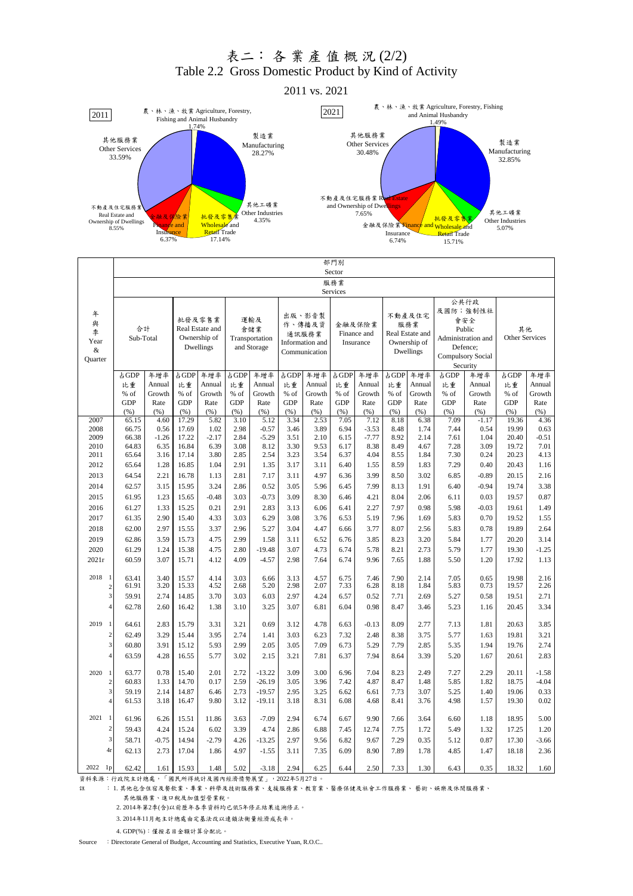# 表二：各業產值概況 (2/2)
## Table 2.2 Gross Domestic Product by Kind of Activity

2011 vs. 2021

2011

農、林、漁、牧業 Agriculture, Forestry, Fishing and Animal Husbandry 1.74%

製造業 Manufacturing 28.27%

其他工礦業 Other Industries 4.35%

批發及零售業 Wholesale and Retail Trade 17.14%

金融及保險業 Finance and Insurance 6.37%

不動產及住宅服務業 Real Estate and Ownership of Dwellings 8.55%

其他服務業 Other Services 33.59%

2021

農、林、漁、牧業 Agriculture, Forestry, Fishing and Animal Husbandry 1.49%

製造業 Manufacturing 32.85%

其他工礦業 Other Industries 5.07%

批發及零售業 Wholesale and Retail Trade 15.71%

金融及保險業 Finance and Insurance 6.74%

不動產及住宅服務業 Real Estate and Ownership of Dwellings 7.65%

其他服務業 Other Services 30.48%

部門別 Sector — 服務業 Services

| 年與季 Year & Quarter | 合計 Sub-Total | | 批發及零售業 Wholesale and Retail Trade | | 運輸及倉儲業 Transportation and Storage | | 出版、影音製作、傳播及資通訊服務業 Information and Communication | | 金融及保險業 Finance and Insurance | | 不動產及住宅服務業 Real Estate and Ownership of Dwellings | | 公共行政及國防；強制性社會安全 Public Administration and Defence; Compulsory Social Security | | 其他 Other Services | |
|---|---|---|---|---|---|---|---|---|---|---|---|---|---|---|---|---|
| | 占GDP比重 % of GDP (%) | 年增率 Annual Growth Rate (%) | 占GDP比重 % of GDP (%) | 年增率 Annual Growth Rate (%) | 占GDP比重 % of GDP (%) | 年增率 Annual Growth Rate (%) | 占GDP比重 % of GDP (%) | 年增率 Annual Growth Rate (%) | 占GDP比重 % of GDP (%) | 年增率 Annual Growth Rate (%) | 占GDP比重 % of GDP (%) | 年增率 Annual Growth Rate (%) | 占GDP比重 % of GDP (%) | 年增率 Annual Growth Rate (%) | 占GDP比重 % of GDP (%) | 年增率 Annual Growth Rate (%) |
| 2007 | 65.15 | 4.60 | 17.29 | 5.82 | 3.10 | 5.12 | 3.34 | 2.53 | 7.05 | 7.12 | 8.18 | 6.38 | 7.09 | -1.17 | 19.36 | 4.36 |
| 2008 | 66.75 | 0.56 | 17.69 | 1.02 | 2.98 | -0.57 | 3.46 | 3.89 | 6.94 | -3.53 | 8.48 | 1.74 | 7.44 | 0.54 | 19.99 | 0.63 |
| 2009 | 66.38 | -1.26 | 17.22 | -2.17 | 2.84 | -5.29 | 3.51 | 2.10 | 6.15 | -7.77 | 8.92 | 2.14 | 7.61 | 1.04 | 20.40 | -0.51 |
| 2010 | 64.83 | 6.35 | 16.84 | 6.39 | 3.08 | 8.12 | 3.30 | 9.53 | 6.17 | 8.38 | 8.49 | 4.67 | 7.28 | 3.09 | 19.72 | 7.01 |
| 2011 | 65.64 | 3.16 | 17.14 | 3.80 | 2.85 | 2.54 | 3.23 | 3.54 | 6.37 | 4.04 | 8.55 | 1.84 | 7.30 | 0.24 | 20.23 | 4.13 |
| 2012 | 65.64 | 1.28 | 16.85 | 1.04 | 2.91 | 1.35 | 3.17 | 3.11 | 6.40 | 1.55 | 8.59 | 1.83 | 7.29 | 0.40 | 20.43 | 1.16 |
| 2013 | 64.54 | 2.21 | 16.78 | 1.13 | 2.81 | 7.17 | 3.11 | 4.97 | 6.36 | 3.99 | 8.50 | 3.02 | 6.85 | -0.89 | 20.15 | 2.16 |
| 2014 | 62.57 | 3.15 | 15.95 | 3.24 | 2.86 | 0.52 | 3.05 | 5.96 | 6.45 | 7.99 | 8.13 | 1.91 | 6.40 | -0.94 | 19.74 | 3.38 |
| 2015 | 61.95 | 1.23 | 15.65 | -0.48 | 3.03 | -0.73 | 3.09 | 8.30 | 6.46 | 4.21 | 8.04 | 2.06 | 6.11 | 0.03 | 19.57 | 0.87 |
| 2016 | 61.27 | 1.33 | 15.25 | 0.21 | 2.91 | 2.83 | 3.13 | 6.06 | 6.41 | 2.27 | 7.97 | 0.98 | 5.98 | -0.03 | 19.61 | 1.49 |
| 2017 | 61.35 | 2.90 | 15.40 | 4.33 | 3.03 | 6.29 | 3.08 | 3.76 | 6.53 | 5.19 | 7.96 | 1.69 | 5.83 | 0.70 | 19.52 | 1.55 |
| 2018 | 62.00 | 2.97 | 15.55 | 3.37 | 2.96 | 5.27 | 3.04 | 4.47 | 6.66 | 3.77 | 8.07 | 2.56 | 5.83 | 0.78 | 19.89 | 2.64 |
| 2019 | 62.86 | 3.59 | 15.73 | 4.75 | 2.99 | 1.58 | 3.11 | 6.52 | 6.76 | 3.85 | 8.23 | 3.20 | 5.84 | 1.77 | 20.20 | 3.14 |
| 2020 | 61.29 | 1.24 | 15.38 | 4.75 | 2.80 | -19.48 | 3.07 | 4.73 | 6.74 | 5.78 | 8.21 | 2.73 | 5.79 | 1.77 | 19.30 | -1.25 |
| 2021r | 60.59 | 3.07 | 15.71 | 4.12 | 4.09 | -4.57 | 2.98 | 7.64 | 6.74 | 9.96 | 7.65 | 1.88 | 5.50 | 1.20 | 17.92 | 1.13 |
| 2018 1 | 63.41 | 3.40 | 15.57 | 4.14 | 3.03 | 6.66 | 3.13 | 4.57 | 6.75 | 7.46 | 7.90 | 2.14 | 7.05 | 0.65 | 19.98 | 2.16 |
| 2 | 61.91 | 3.20 | 15.33 | 4.52 | 2.68 | 5.20 | 2.98 | 2.07 | 7.33 | 6.28 | 8.18 | 1.84 | 5.83 | 0.73 | 19.57 | 2.26 |
| 3 | 59.91 | 2.74 | 14.85 | 3.70 | 3.03 | 6.03 | 2.97 | 4.24 | 6.57 | 0.52 | 7.71 | 2.69 | 5.27 | 0.58 | 19.51 | 2.71 |
| 4 | 62.78 | 2.60 | 16.42 | 1.38 | 3.10 | 3.25 | 3.07 | 6.81 | 6.04 | 0.98 | 8.47 | 3.46 | 5.23 | 1.16 | 20.45 | 3.34 |
| 2019 1 | 64.61 | 2.83 | 15.79 | 3.31 | 3.21 | 0.69 | 3.12 | 4.78 | 6.63 | -0.13 | 8.09 | 2.77 | 7.13 | 1.81 | 20.63 | 3.85 |
| 2 | 62.49 | 3.29 | 15.44 | 3.95 | 2.74 | 1.41 | 3.03 | 6.23 | 7.32 | 2.48 | 8.38 | 3.75 | 5.77 | 1.63 | 19.81 | 3.21 |
| 3 | 60.80 | 3.91 | 15.12 | 5.93 | 2.99 | 2.05 | 3.05 | 7.09 | 6.73 | 5.29 | 7.79 | 2.85 | 5.35 | 1.94 | 19.76 | 2.74 |
| 4 | 63.59 | 4.28 | 16.55 | 5.77 | 3.02 | 2.15 | 3.21 | 7.81 | 6.37 | 7.94 | 8.64 | 3.39 | 5.20 | 1.67 | 20.61 | 2.83 |
| 2020 1 | 63.77 | 0.78 | 15.40 | 2.01 | 2.72 | -13.22 | 3.09 | 3.00 | 6.96 | 7.04 | 8.23 | 2.49 | 7.27 | 2.29 | 20.11 | -1.58 |
| 2 | 60.83 | 1.33 | 14.70 | 0.17 | 2.59 | -26.19 | 3.05 | 3.96 | 7.42 | 4.87 | 8.47 | 1.48 | 5.85 | 1.82 | 18.75 | -4.04 |
| 3 | 59.19 | 2.14 | 14.87 | 6.46 | 2.73 | -19.57 | 2.95 | 3.25 | 6.62 | 6.61 | 7.73 | 3.07 | 5.25 | 1.40 | 19.06 | 0.33 |
| 4 | 61.53 | 3.18 | 16.47 | 9.80 | 3.12 | -19.11 | 3.18 | 8.31 | 6.08 | 4.68 | 8.41 | 3.76 | 4.98 | 1.57 | 19.30 | 0.02 |
| 2021 1 | 61.96 | 6.26 | 15.51 | 11.86 | 3.63 | -7.09 | 2.94 | 6.74 | 6.67 | 9.90 | 7.66 | 3.64 | 6.60 | 1.18 | 18.95 | 5.00 |
| 2 | 59.43 | 4.24 | 15.24 | 6.02 | 3.39 | 4.74 | 2.86 | 6.88 | 7.45 | 12.74 | 7.75 | 1.72 | 5.49 | 1.32 | 17.25 | 1.20 |
| 3 | 58.71 | -0.75 | 14.94 | -2.79 | 4.26 | -13.25 | 2.97 | 9.56 | 6.82 | 9.67 | 7.29 | 0.35 | 5.12 | 0.87 | 17.30 | -3.66 |
| 4r | 62.13 | 2.73 | 17.04 | 1.86 | 4.97 | -1.55 | 3.11 | 7.35 | 6.09 | 8.90 | 7.89 | 1.78 | 4.85 | 1.47 | 18.18 | 2.36 |
| 2022 1p | 62.42 | 1.61 | 15.93 | 1.48 | 5.02 | -3.18 | 2.94 | 6.25 | 6.44 | 2.50 | 7.33 | 1.30 | 6.43 | 0.35 | 18.32 | 1.60 |

資料來源：行政院主計總處，「國民所得統計及國內經濟情勢展望」，2022年5月27日。

註　：1. 其他包含住宿及餐飲業、專業、科學及技術服務業、支援服務業、教育業、醫療保健及社會工作服務業、藝術、娛樂及休閒服務業、其他服務業、進口稅及加值型營業稅。

2. 2014年第2季(含)以前歷年各季資料均已依5年修正結果追溯修正。

3. 2014年11月起主計總處由定基法改以連鎖法衡量經濟成長率。

4. GDP(%)：僅按名目金額計算分配比。

Source　：Directorate General of Budget, Accounting and Statistics, Executive Yuan, R.O.C..